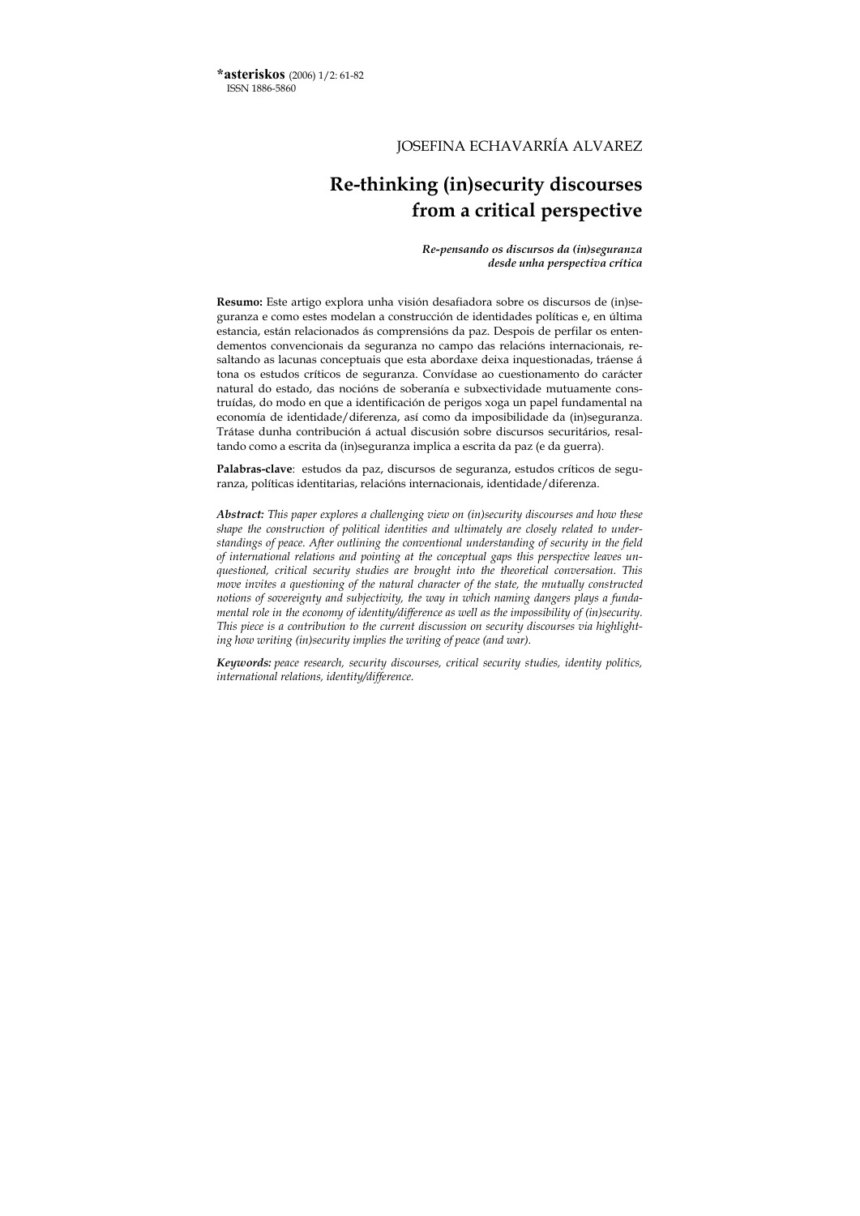**\*asteriskos** (2006) 1/2: 61-82
ISSN 1886-5860

JOSEFINA ECHAVARRÍA ALVAREZ

# Re-thinking (in)security discourses from a critical perspective

***Re-pensando os discursos da (in)seguranza desde unha perspectiva crítica***

**Resumo:** Este artigo explora unha visión desafiadora sobre os discursos de (in)seguranza e como estes modelan a construcción de identidades políticas e, en última estancia, están relacionados ás comprensións da paz. Despois de perfilar os entendementos convencionais da seguranza no campo das relacións internacionais, resaltando as lacunas conceptuais que esta abordaxe deixa inquestionadas, tráense á tona os estudos críticos de seguranza. Convídase ao cuestionamento do carácter natural do estado, das nocións de soberanía e subxectividade mutuamente construídas, do modo en que a identificación de perigos xoga un papel fundamental na economía de identidade/diferenza, así como da imposibilidade da (in)seguranza. Trátase dunha contribución á actual discusión sobre discursos securitários, resaltando como a escrita da (in)seguranza implica a escrita da paz (e da guerra).

**Palabras-clave**: estudos da paz, discursos de seguranza, estudos críticos de seguranza, políticas identitarias, relacións internacionais, identidade/diferenza.

***Abstract:*** *This paper explores a challenging view on (in)security discourses and how these shape the construction of political identities and ultimately are closely related to understandings of peace. After outlining the conventional understanding of security in the field of international relations and pointing at the conceptual gaps this perspective leaves unquestioned, critical security studies are brought into the theoretical conversation. This move invites a questioning of the natural character of the state, the mutually constructed notions of sovereignty and subjectivity, the way in which naming dangers plays a fundamental role in the economy of identity/difference as well as the impossibility of (in)security. This piece is a contribution to the current discussion on security discourses via highlighting how writing (in)security implies the writing of peace (and war).*

***Keywords:*** *peace research, security discourses, critical security studies, identity politics, international relations, identity/difference.*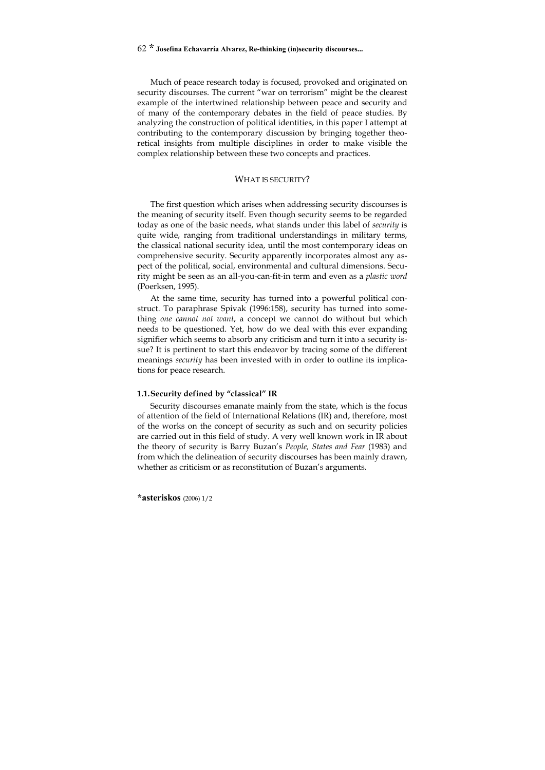Much of peace research today is focused, provoked and originated on security discourses. The current "war on terrorism" might be the clearest example of the intertwined relationship between peace and security and of many of the contemporary debates in the field of peace studies. By analyzing the construction of political identities, in this paper I attempt at contributing to the contemporary discussion by bringing together theoretical insights from multiple disciplines in order to make visible the complex relationship between these two concepts and practices.

## WHAT IS SECURITY?

The first question which arises when addressing security discourses is the meaning of security itself. Even though security seems to be regarded today as one of the basic needs, what stands under this label of *security* is quite wide, ranging from traditional understandings in military terms, the classical national security idea, until the most contemporary ideas on comprehensive security. Security apparently incorporates almost any aspect of the political, social, environmental and cultural dimensions. Security might be seen as an all-you-can-fit-in term and even as a *plastic word* (Poerksen, 1995).

At the same time, security has turned into a powerful political construct. To paraphrase Spivak (1996:158), security has turned into something *one cannot not want*, a concept we cannot do without but which needs to be questioned. Yet, how do we deal with this ever expanding signifier which seems to absorb any criticism and turn it into a security issue? It is pertinent to start this endeavor by tracing some of the different meanings *security* has been invested with in order to outline its implications for peace research.

### 1.1. Security defined by "classical" IR

Security discourses emanate mainly from the state, which is the focus of attention of the field of International Relations (IR) and, therefore, most of the works on the concept of security as such and on security policies are carried out in this field of study. A very well known work in IR about the theory of security is Barry Buzan's *People, States and Fear* (1983) and from which the delineation of security discourses has been mainly drawn, whether as criticism or as reconstitution of Buzan's arguments.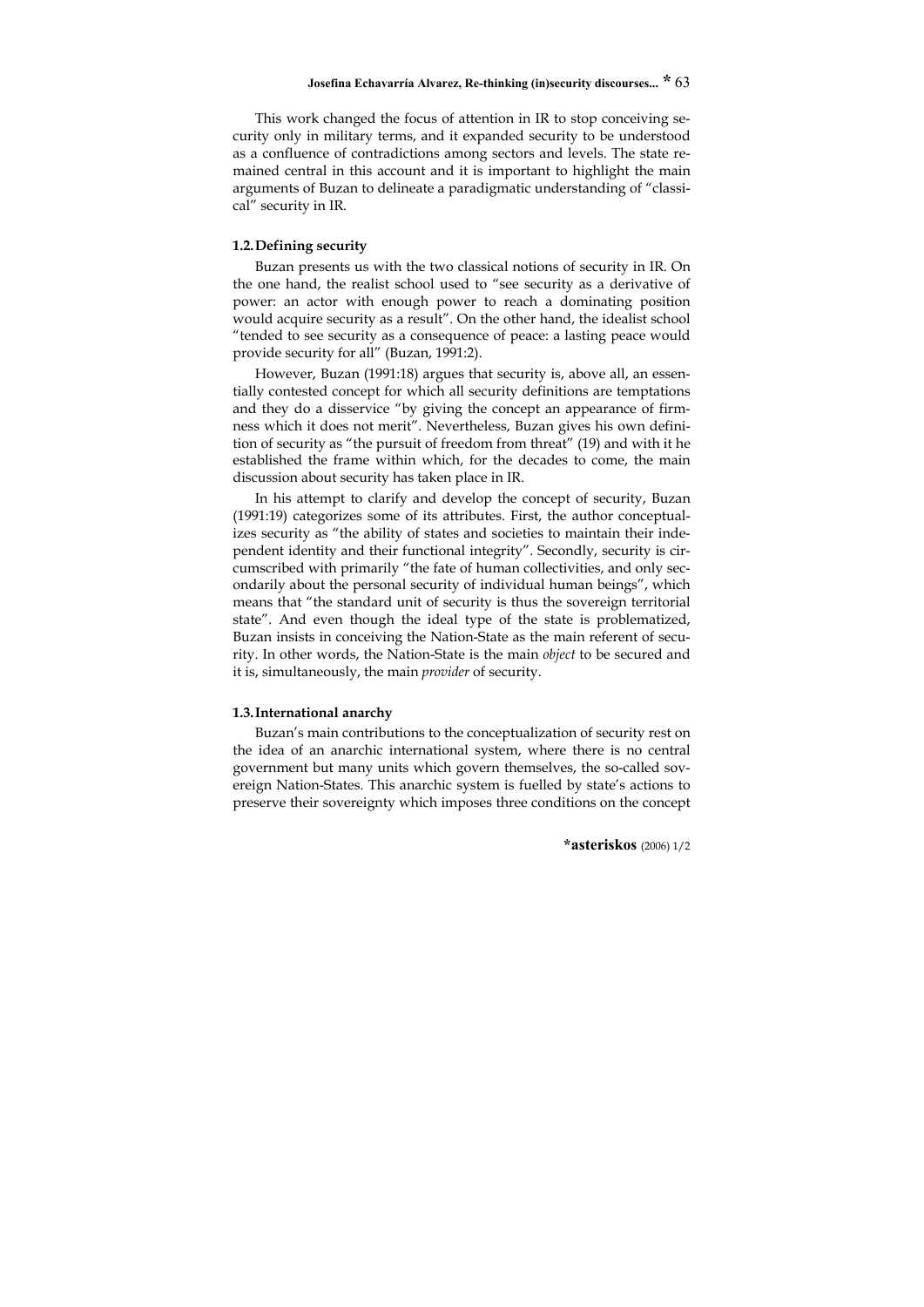This work changed the focus of attention in IR to stop conceiving security only in military terms, and it expanded security to be understood as a confluence of contradictions among sectors and levels. The state remained central in this account and it is important to highlight the main arguments of Buzan to delineate a paradigmatic understanding of "classical" security in IR.

### 1.2. Defining security

Buzan presents us with the two classical notions of security in IR. On the one hand, the realist school used to "see security as a derivative of power: an actor with enough power to reach a dominating position would acquire security as a result". On the other hand, the idealist school "tended to see security as a consequence of peace: a lasting peace would provide security for all" (Buzan, 1991:2).

However, Buzan (1991:18) argues that security is, above all, an essentially contested concept for which all security definitions are temptations and they do a disservice "by giving the concept an appearance of firmness which it does not merit". Nevertheless, Buzan gives his own definition of security as "the pursuit of freedom from threat" (19) and with it he established the frame within which, for the decades to come, the main discussion about security has taken place in IR.

In his attempt to clarify and develop the concept of security, Buzan (1991:19) categorizes some of its attributes. First, the author conceptualizes security as "the ability of states and societies to maintain their independent identity and their functional integrity". Secondly, security is circumscribed with primarily "the fate of human collectivities, and only secondarily about the personal security of individual human beings", which means that "the standard unit of security is thus the sovereign territorial state". And even though the ideal type of the state is problematized, Buzan insists in conceiving the Nation-State as the main referent of security. In other words, the Nation-State is the main *object* to be secured and it is, simultaneously, the main *provider* of security.

### 1.3. International anarchy

Buzan's main contributions to the conceptualization of security rest on the idea of an anarchic international system, where there is no central government but many units which govern themselves, the so-called sovereign Nation-States. This anarchic system is fuelled by state's actions to preserve their sovereignty which imposes three conditions on the concept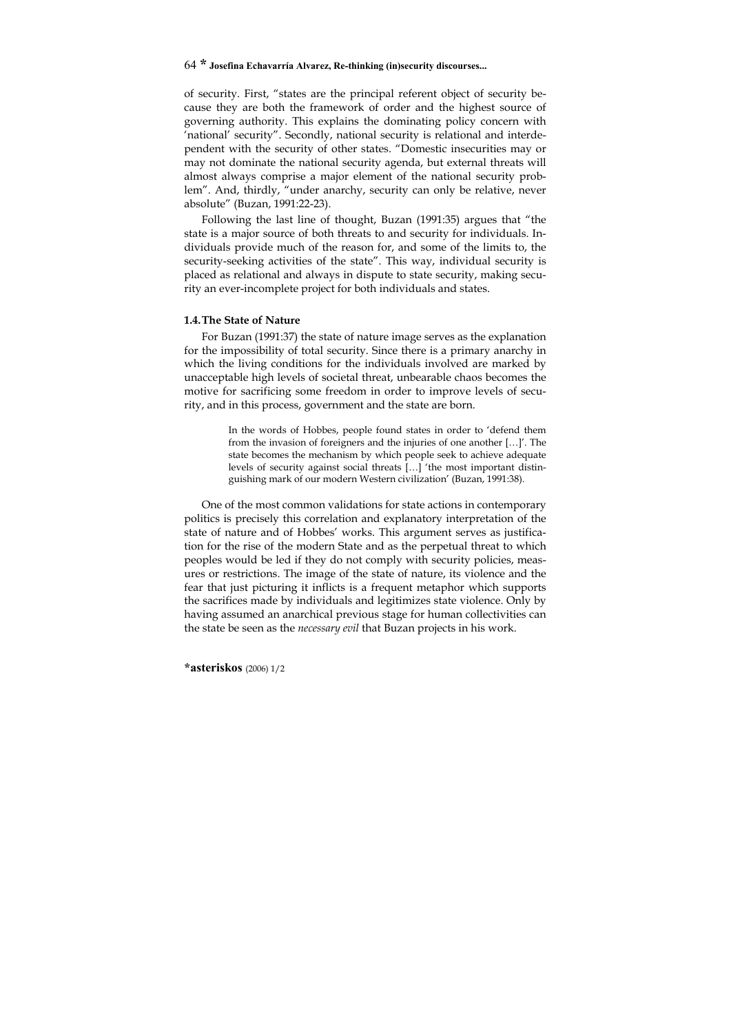of security. First, "states are the principal referent object of security because they are both the framework of order and the highest source of governing authority. This explains the dominating policy concern with 'national' security". Secondly, national security is relational and interdependent with the security of other states. "Domestic insecurities may or may not dominate the national security agenda, but external threats will almost always comprise a major element of the national security problem". And, thirdly, "under anarchy, security can only be relative, never absolute" (Buzan, 1991:22-23).

Following the last line of thought, Buzan (1991:35) argues that "the state is a major source of both threats to and security for individuals. Individuals provide much of the reason for, and some of the limits to, the security-seeking activities of the state". This way, individual security is placed as relational and always in dispute to state security, making security an ever-incomplete project for both individuals and states.

### 1.4. The State of Nature

For Buzan (1991:37) the state of nature image serves as the explanation for the impossibility of total security. Since there is a primary anarchy in which the living conditions for the individuals involved are marked by unacceptable high levels of societal threat, unbearable chaos becomes the motive for sacrificing some freedom in order to improve levels of security, and in this process, government and the state are born.

> In the words of Hobbes, people found states in order to 'defend them from the invasion of foreigners and the injuries of one another […]'. The state becomes the mechanism by which people seek to achieve adequate levels of security against social threats […] 'the most important distinguishing mark of our modern Western civilization' (Buzan, 1991:38).

One of the most common validations for state actions in contemporary politics is precisely this correlation and explanatory interpretation of the state of nature and of Hobbes' works. This argument serves as justification for the rise of the modern State and as the perpetual threat to which peoples would be led if they do not comply with security policies, measures or restrictions. The image of the state of nature, its violence and the fear that just picturing it inflicts is a frequent metaphor which supports the sacrifices made by individuals and legitimizes state violence. Only by having assumed an anarchical previous stage for human collectivities can the state be seen as the *necessary evil* that Buzan projects in his work.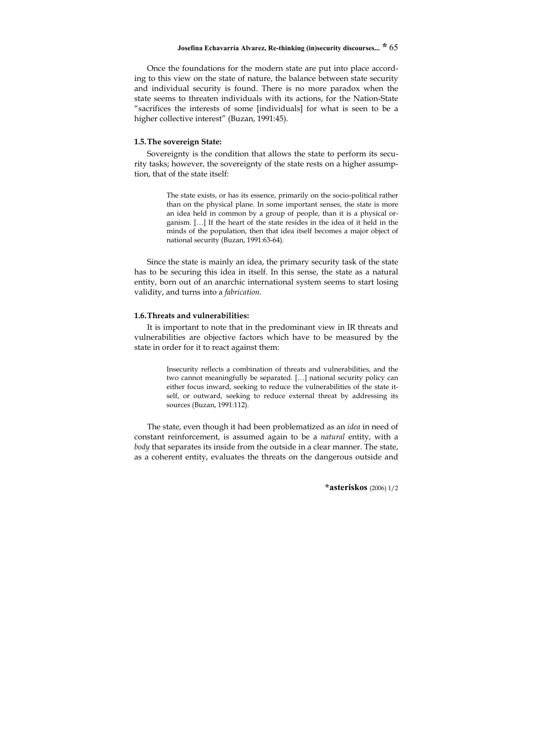Once the foundations for the modern state are put into place according to this view on the state of nature, the balance between state security and individual security is found. There is no more paradox when the state seems to threaten individuals with its actions, for the Nation-State "sacrifices the interests of some [individuals] for what is seen to be a higher collective interest" (Buzan, 1991:45).

### 1.5. The sovereign State:

Sovereignty is the condition that allows the state to perform its security tasks; however, the sovereignty of the state rests on a higher assumption, that of the state itself:

> The state exists, or has its essence, primarily on the socio-political rather than on the physical plane. In some important senses, the state is more an idea held in common by a group of people, than it is a physical organism. […] If the heart of the state resides in the idea of it held in the minds of the population, then that idea itself becomes a major object of national security (Buzan, 1991:63-64).

Since the state is mainly an idea, the primary security task of the state has to be securing this idea in itself. In this sense, the state as a natural entity, born out of an anarchic international system seems to start losing validity, and turns into a *fabrication*.

### 1.6. Threats and vulnerabilities:

It is important to note that in the predominant view in IR threats and vulnerabilities are objective factors which have to be measured by the state in order for it to react against them:

> Insecurity reflects a combination of threats and vulnerabilities, and the two cannot meaningfully be separated. […] national security policy can either focus inward, seeking to reduce the vulnerabilities of the state itself, or outward, seeking to reduce external threat by addressing its sources (Buzan, 1991:112).

The state, even though it had been problematized as an *idea* in need of constant reinforcement, is assumed again to be a *natural* entity, with a *body* that separates its inside from the outside in a clear manner. The state, as a coherent entity, evaluates the threats on the dangerous outside and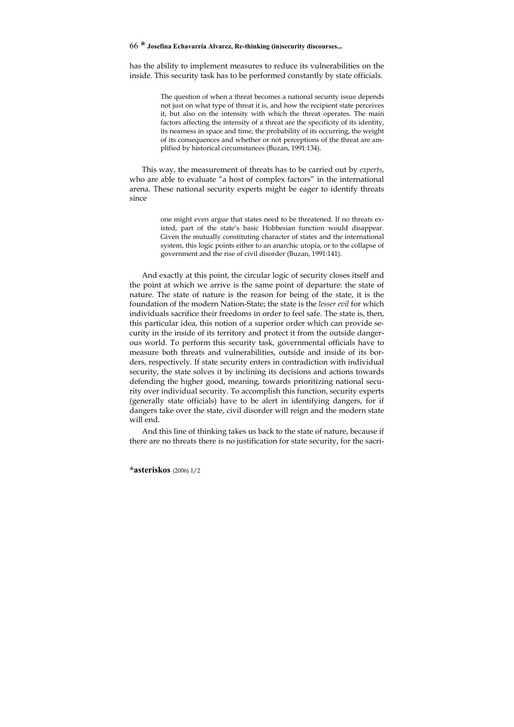has the ability to implement measures to reduce its vulnerabilities on the inside. This security task has to be performed constantly by state officials.

> The question of when a threat becomes a national security issue depends not just on what type of threat it is, and how the recipient state perceives it, but also on the intensity with which the threat operates. The main factors affecting the intensity of a threat are the specificity of its identity, its nearness in space and time, the probability of its occurring, the weight of its consequences and whether or not perceptions of the threat are amplified by historical circumstances (Buzan, 1991:134).

This way, the measurement of threats has to be carried out by *experts*, who are able to evaluate "a host of complex factors" in the international arena. These national security experts might be eager to identify threats since

> one might even argue that states need to be threatened. If no threats existed, part of the state's basic Hobbesian function would disappear. Given the mutually constituting character of states and the international system, this logic points either to an anarchic utopia, or to the collapse of government and the rise of civil disorder (Buzan, 1991:141).

And exactly at this point, the circular logic of security closes itself and the point at which we arrive is the same point of departure: the state of nature. The state of nature is the reason for being of the state, it is the foundation of the modern Nation-State; the state is the *lesser evil* for which individuals sacrifice their freedoms in order to feel safe. The state is, then, this particular idea, this notion of a superior order which can provide security in the inside of its territory and protect it from the outside dangerous world. To perform this security task, governmental officials have to measure both threats and vulnerabilities, outside and inside of its borders, respectively. If state security enters in contradiction with individual security, the state solves it by inclining its decisions and actions towards defending the higher good, meaning, towards prioritizing national security over individual security. To accomplish this function, security experts (generally state officials) have to be alert in identifying dangers, for if dangers take over the state, civil disorder will reign and the modern state will end.

And this line of thinking takes us back to the state of nature, because if there are no threats there is no justification for state security, for the sacri-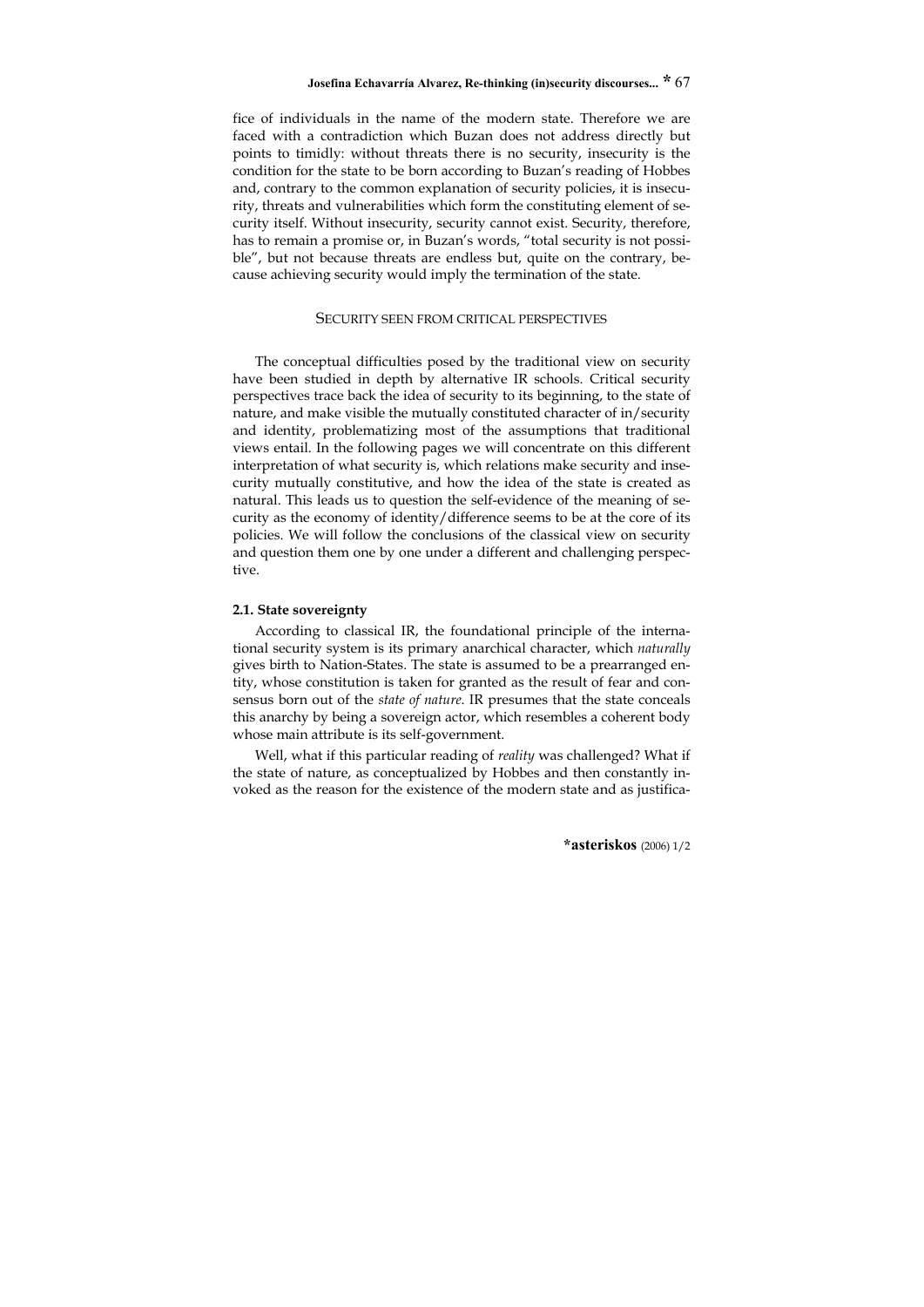fice of individuals in the name of the modern state. Therefore we are faced with a contradiction which Buzan does not address directly but points to timidly: without threats there is no security, insecurity is the condition for the state to be born according to Buzan's reading of Hobbes and, contrary to the common explanation of security policies, it is insecurity, threats and vulnerabilities which form the constituting element of security itself. Without insecurity, security cannot exist. Security, therefore, has to remain a promise or, in Buzan's words, "total security is not possible", but not because threats are endless but, quite on the contrary, because achieving security would imply the termination of the state.

## SECURITY SEEN FROM CRITICAL PERSPECTIVES

The conceptual difficulties posed by the traditional view on security have been studied in depth by alternative IR schools. Critical security perspectives trace back the idea of security to its beginning, to the state of nature, and make visible the mutually constituted character of in/security and identity, problematizing most of the assumptions that traditional views entail. In the following pages we will concentrate on this different interpretation of what security is, which relations make security and insecurity mutually constitutive, and how the idea of the state is created as natural. This leads us to question the self-evidence of the meaning of security as the economy of identity/difference seems to be at the core of its policies. We will follow the conclusions of the classical view on security and question them one by one under a different and challenging perspective.

### 2.1. State sovereignty

According to classical IR, the foundational principle of the international security system is its primary anarchical character, which *naturally* gives birth to Nation-States. The state is assumed to be a prearranged entity, whose constitution is taken for granted as the result of fear and consensus born out of the *state of nature*. IR presumes that the state conceals this anarchy by being a sovereign actor, which resembles a coherent body whose main attribute is its self-government.

Well, what if this particular reading of *reality* was challenged? What if the state of nature, as conceptualized by Hobbes and then constantly invoked as the reason for the existence of the modern state and as justifica-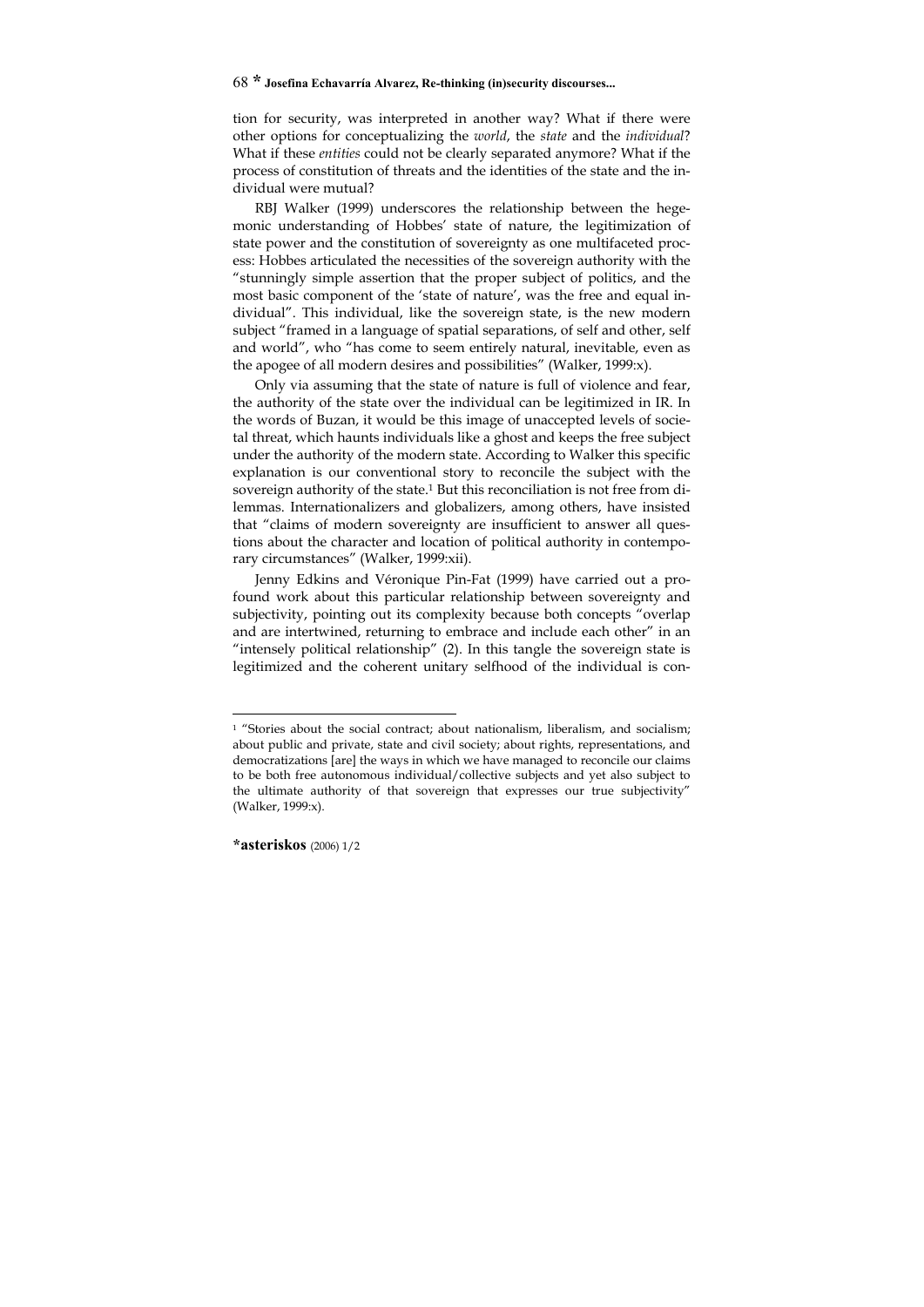tion for security, was interpreted in another way? What if there were other options for conceptualizing the *world*, the *state* and the *individual*? What if these *entities* could not be clearly separated anymore? What if the process of constitution of threats and the identities of the state and the individual were mutual?

RBJ Walker (1999) underscores the relationship between the hegemonic understanding of Hobbes' state of nature, the legitimization of state power and the constitution of sovereignty as one multifaceted process: Hobbes articulated the necessities of the sovereign authority with the "stunningly simple assertion that the proper subject of politics, and the most basic component of the 'state of nature', was the free and equal individual". This individual, like the sovereign state, is the new modern subject "framed in a language of spatial separations, of self and other, self and world", who "has come to seem entirely natural, inevitable, even as the apogee of all modern desires and possibilities" (Walker, 1999:x).

Only via assuming that the state of nature is full of violence and fear, the authority of the state over the individual can be legitimized in IR. In the words of Buzan, it would be this image of unaccepted levels of societal threat, which haunts individuals like a ghost and keeps the free subject under the authority of the modern state. According to Walker this specific explanation is our conventional story to reconcile the subject with the sovereign authority of the state.[1] But this reconciliation is not free from dilemmas. Internationalizers and globalizers, among others, have insisted that "claims of modern sovereignty are insufficient to answer all questions about the character and location of political authority in contemporary circumstances" (Walker, 1999:xii).

Jenny Edkins and Véronique Pin-Fat (1999) have carried out a profound work about this particular relationship between sovereignty and subjectivity, pointing out its complexity because both concepts "overlap and are intertwined, returning to embrace and include each other" in an "intensely political relationship" (2). In this tangle the sovereign state is legitimized and the coherent unitary selfhood of the individual is con-

---

[1] "Stories about the social contract; about nationalism, liberalism, and socialism; about public and private, state and civil society; about rights, representations, and democratizations [are] the ways in which we have managed to reconcile our claims to be both free autonomous individual/collective subjects and yet also subject to the ultimate authority of that sovereign that expresses our true subjectivity" (Walker, 1999:x).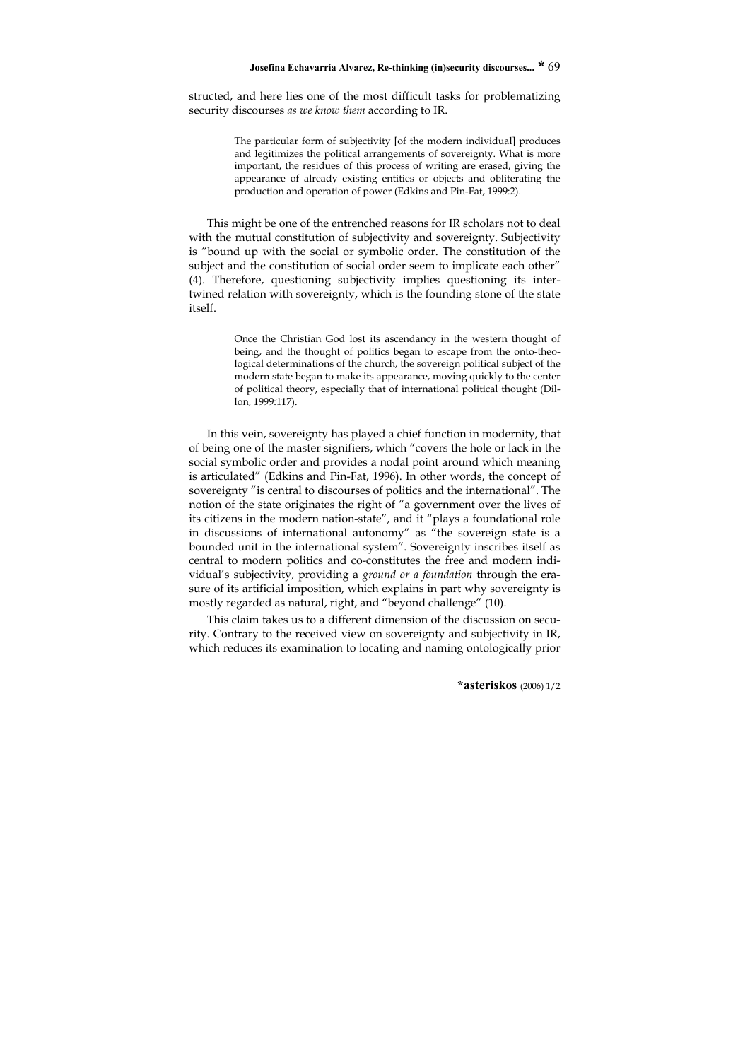structed, and here lies one of the most difficult tasks for problematizing security discourses *as we know them* according to IR.

> The particular form of subjectivity [of the modern individual] produces and legitimizes the political arrangements of sovereignty. What is more important, the residues of this process of writing are erased, giving the appearance of already existing entities or objects and obliterating the production and operation of power (Edkins and Pin-Fat, 1999:2).

This might be one of the entrenched reasons for IR scholars not to deal with the mutual constitution of subjectivity and sovereignty. Subjectivity is "bound up with the social or symbolic order. The constitution of the subject and the constitution of social order seem to implicate each other" (4). Therefore, questioning subjectivity implies questioning its intertwined relation with sovereignty, which is the founding stone of the state itself.

> Once the Christian God lost its ascendancy in the western thought of being, and the thought of politics began to escape from the onto-theological determinations of the church, the sovereign political subject of the modern state began to make its appearance, moving quickly to the center of political theory, especially that of international political thought (Dillon, 1999:117).

In this vein, sovereignty has played a chief function in modernity, that of being one of the master signifiers, which "covers the hole or lack in the social symbolic order and provides a nodal point around which meaning is articulated" (Edkins and Pin-Fat, 1996). In other words, the concept of sovereignty "is central to discourses of politics and the international". The notion of the state originates the right of "a government over the lives of its citizens in the modern nation-state", and it "plays a foundational role in discussions of international autonomy" as "the sovereign state is a bounded unit in the international system". Sovereignty inscribes itself as central to modern politics and co-constitutes the free and modern individual's subjectivity, providing a *ground or a foundation* through the erasure of its artificial imposition, which explains in part why sovereignty is mostly regarded as natural, right, and "beyond challenge" (10).

This claim takes us to a different dimension of the discussion on security. Contrary to the received view on sovereignty and subjectivity in IR, which reduces its examination to locating and naming ontologically prior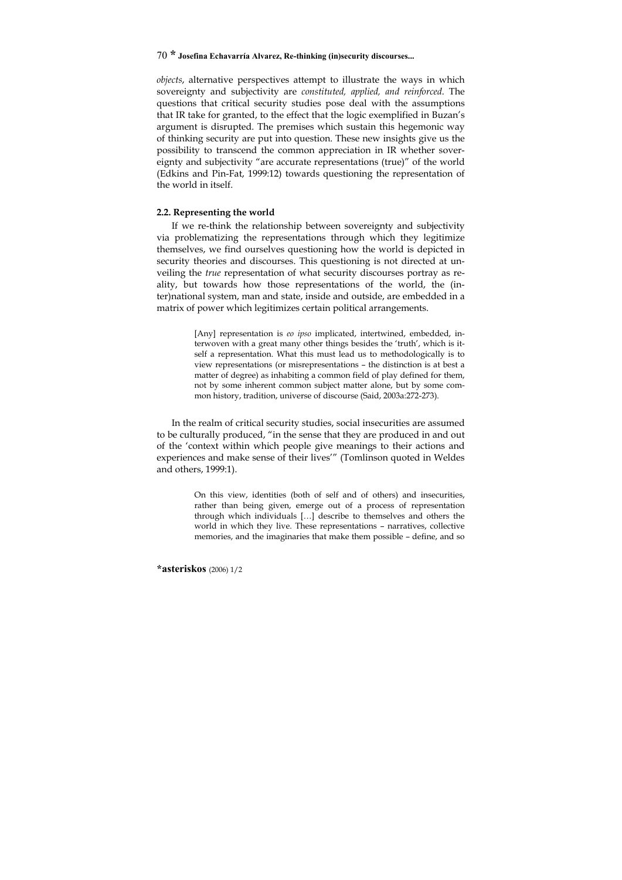*objects*, alternative perspectives attempt to illustrate the ways in which sovereignty and subjectivity are *constituted, applied, and reinforced*. The questions that critical security studies pose deal with the assumptions that IR take for granted, to the effect that the logic exemplified in Buzan's argument is disrupted. The premises which sustain this hegemonic way of thinking security are put into question. These new insights give us the possibility to transcend the common appreciation in IR whether sovereignty and subjectivity "are accurate representations (true)" of the world (Edkins and Pin-Fat, 1999:12) towards questioning the representation of the world in itself.

### 2.2. Representing the world

If we re-think the relationship between sovereignty and subjectivity via problematizing the representations through which they legitimize themselves, we find ourselves questioning how the world is depicted in security theories and discourses. This questioning is not directed at unveiling the *true* representation of what security discourses portray as reality, but towards how those representations of the world, the (inter)national system, man and state, inside and outside, are embedded in a matrix of power which legitimizes certain political arrangements.

> [Any] representation is *eo ipso* implicated, intertwined, embedded, interwoven with a great many other things besides the 'truth', which is itself a representation. What this must lead us to methodologically is to view representations (or misrepresentations – the distinction is at best a matter of degree) as inhabiting a common field of play defined for them, not by some inherent common subject matter alone, but by some common history, tradition, universe of discourse (Said, 2003a:272-273).

In the realm of critical security studies, social insecurities are assumed to be culturally produced, "in the sense that they are produced in and out of the 'context within which people give meanings to their actions and experiences and make sense of their lives'" (Tomlinson quoted in Weldes and others, 1999:1).

> On this view, identities (both of self and of others) and insecurities, rather than being given, emerge out of a process of representation through which individuals […] describe to themselves and others the world in which they live. These representations – narratives, collective memories, and the imaginaries that make them possible – define, and so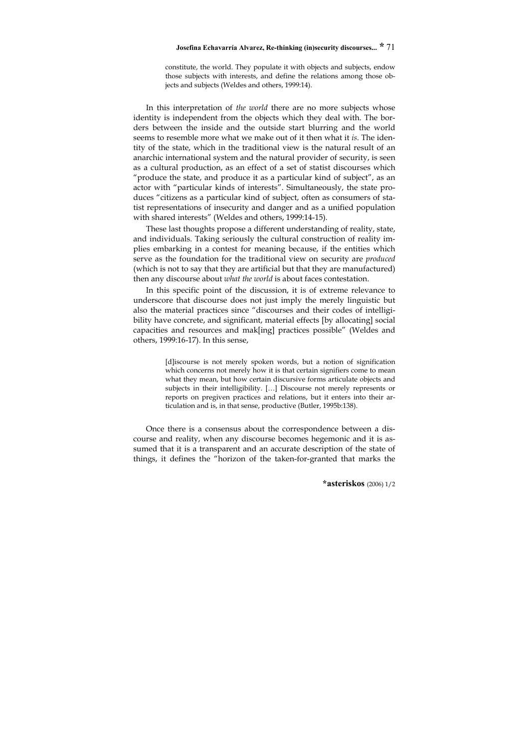> constitute, the world. They populate it with objects and subjects, endow those subjects with interests, and define the relations among those objects and subjects (Weldes and others, 1999:14).

In this interpretation of *the world* there are no more subjects whose identity is independent from the objects which they deal with. The borders between the inside and the outside start blurring and the world seems to resemble more what we make out of it then what it *is*. The identity of the state, which in the traditional view is the natural result of an anarchic international system and the natural provider of security, is seen as a cultural production, as an effect of a set of statist discourses which "produce the state, and produce it as a particular kind of subject", as an actor with "particular kinds of interests". Simultaneously, the state produces "citizens as a particular kind of subject, often as consumers of statist representations of insecurity and danger and as a unified population with shared interests" (Weldes and others, 1999:14-15).

These last thoughts propose a different understanding of reality, state, and individuals. Taking seriously the cultural construction of reality implies embarking in a contest for meaning because, if the entities which serve as the foundation for the traditional view on security are *produced* (which is not to say that they are artificial but that they are manufactured) then any discourse about *what the world* is about faces contestation.

In this specific point of the discussion, it is of extreme relevance to underscore that discourse does not just imply the merely linguistic but also the material practices since "discourses and their codes of intelligibility have concrete, and significant, material effects [by allocating] social capacities and resources and mak[ing] practices possible" (Weldes and others, 1999:16-17). In this sense,

> [d]iscourse is not merely spoken words, but a notion of signification which concerns not merely how it is that certain signifiers come to mean what they mean, but how certain discursive forms articulate objects and subjects in their intelligibility. […] Discourse not merely represents or reports on pregiven practices and relations, but it enters into their articulation and is, in that sense, productive (Butler, 1995b:138).

Once there is a consensus about the correspondence between a discourse and reality, when any discourse becomes hegemonic and it is assumed that it is a transparent and an accurate description of the state of things, it defines the "horizon of the taken-for-granted that marks the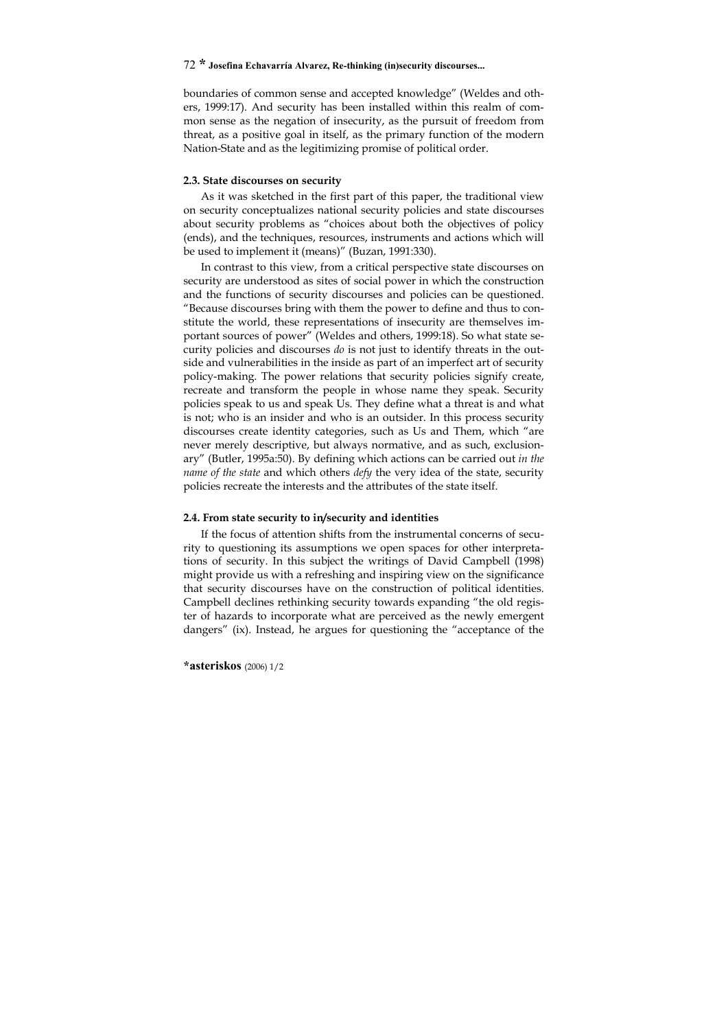boundaries of common sense and accepted knowledge" (Weldes and others, 1999:17). And security has been installed within this realm of common sense as the negation of insecurity, as the pursuit of freedom from threat, as a positive goal in itself, as the primary function of the modern Nation-State and as the legitimizing promise of political order.

### 2.3. State discourses on security

As it was sketched in the first part of this paper, the traditional view on security conceptualizes national security policies and state discourses about security problems as "choices about both the objectives of policy (ends), and the techniques, resources, instruments and actions which will be used to implement it (means)" (Buzan, 1991:330).

In contrast to this view, from a critical perspective state discourses on security are understood as sites of social power in which the construction and the functions of security discourses and policies can be questioned. "Because discourses bring with them the power to define and thus to constitute the world, these representations of insecurity are themselves important sources of power" (Weldes and others, 1999:18). So what state security policies and discourses *do* is not just to identify threats in the outside and vulnerabilities in the inside as part of an imperfect art of security policy-making. The power relations that security policies signify create, recreate and transform the people in whose name they speak. Security policies speak to us and speak Us. They define what a threat is and what is not; who is an insider and who is an outsider. In this process security discourses create identity categories, such as Us and Them, which "are never merely descriptive, but always normative, and as such, exclusionary" (Butler, 1995a:50). By defining which actions can be carried out *in the name of the state* and which others *defy* the very idea of the state, security policies recreate the interests and the attributes of the state itself.

### 2.4. From state security to in/security and identities

If the focus of attention shifts from the instrumental concerns of security to questioning its assumptions we open spaces for other interpretations of security. In this subject the writings of David Campbell (1998) might provide us with a refreshing and inspiring view on the significance that security discourses have on the construction of political identities. Campbell declines rethinking security towards expanding "the old register of hazards to incorporate what are perceived as the newly emergent dangers" (ix). Instead, he argues for questioning the "acceptance of the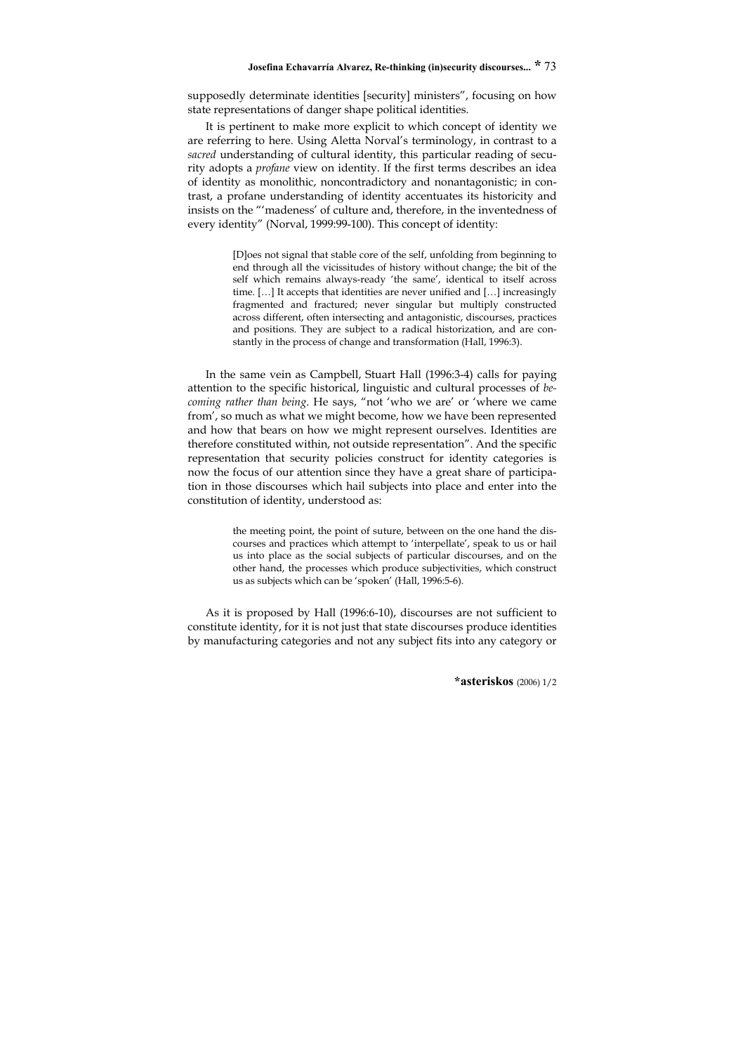supposedly determinate identities [security] ministers", focusing on how state representations of danger shape political identities.

It is pertinent to make more explicit to which concept of identity we are referring to here. Using Aletta Norval's terminology, in contrast to a *sacred* understanding of cultural identity, this particular reading of security adopts a *profane* view on identity. If the first terms describes an idea of identity as monolithic, noncontradictory and nonantagonistic; in contrast, a profane understanding of identity accentuates its historicity and insists on the "'madeness' of culture and, therefore, in the inventedness of every identity" (Norval, 1999:99-100). This concept of identity:

> [D]oes not signal that stable core of the self, unfolding from beginning to end through all the vicissitudes of history without change; the bit of the self which remains always-ready 'the same', identical to itself across time. […] It accepts that identities are never unified and […] increasingly fragmented and fractured; never singular but multiply constructed across different, often intersecting and antagonistic, discourses, practices and positions. They are subject to a radical historization, and are constantly in the process of change and transformation (Hall, 1996:3).

In the same vein as Campbell, Stuart Hall (1996:3-4) calls for paying attention to the specific historical, linguistic and cultural processes of *becoming rather than being*. He says, "not 'who we are' or 'where we came from', so much as what we might become, how we have been represented and how that bears on how we might represent ourselves. Identities are therefore constituted within, not outside representation". And the specific representation that security policies construct for identity categories is now the focus of our attention since they have a great share of participation in those discourses which hail subjects into place and enter into the constitution of identity, understood as:

> the meeting point, the point of suture, between on the one hand the discourses and practices which attempt to 'interpellate', speak to us or hail us into place as the social subjects of particular discourses, and on the other hand, the processes which produce subjectivities, which construct us as subjects which can be 'spoken' (Hall, 1996:5-6).

As it is proposed by Hall (1996:6-10), discourses are not sufficient to constitute identity, for it is not just that state discourses produce identities by manufacturing categories and not any subject fits into any category or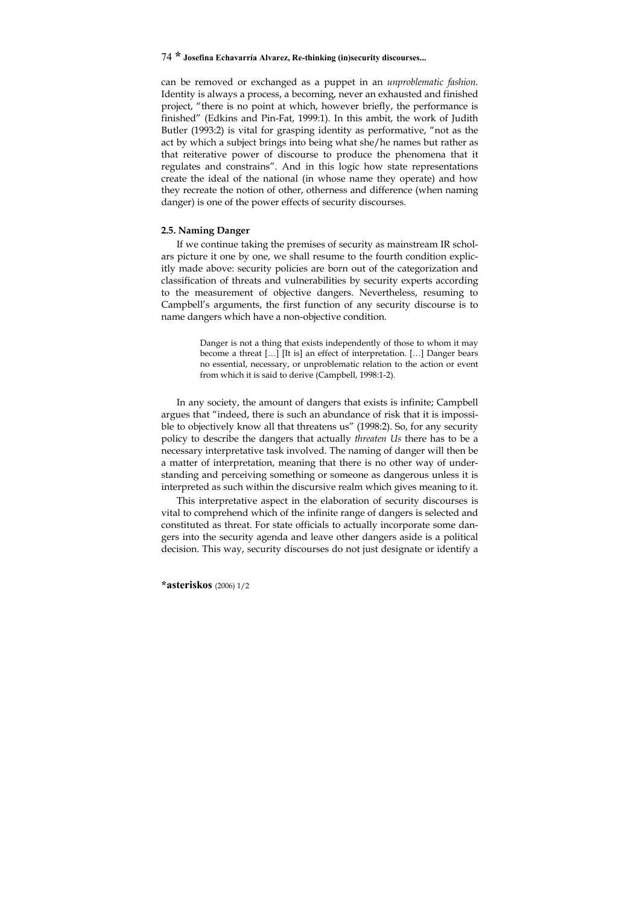can be removed or exchanged as a puppet in an *unproblematic fashion*. Identity is always a process, a becoming, never an exhausted and finished project, "there is no point at which, however briefly, the performance is finished" (Edkins and Pin-Fat, 1999:1). In this ambit, the work of Judith Butler (1993:2) is vital for grasping identity as performative, "not as the act by which a subject brings into being what she/he names but rather as that reiterative power of discourse to produce the phenomena that it regulates and constrains". And in this logic how state representations create the ideal of the national (in whose name they operate) and how they recreate the notion of other, otherness and difference (when naming danger) is one of the power effects of security discourses.

### 2.5. Naming Danger

If we continue taking the premises of security as mainstream IR scholars picture it one by one, we shall resume to the fourth condition explicitly made above: security policies are born out of the categorization and classification of threats and vulnerabilities by security experts according to the measurement of objective dangers. Nevertheless, resuming to Campbell's arguments, the first function of any security discourse is to name dangers which have a non-objective condition.

> Danger is not a thing that exists independently of those to whom it may become a threat […] [It is] an effect of interpretation. […] Danger bears no essential, necessary, or unproblematic relation to the action or event from which it is said to derive (Campbell, 1998:1-2).

In any society, the amount of dangers that exists is infinite; Campbell argues that "indeed, there is such an abundance of risk that it is impossible to objectively know all that threatens us" (1998:2). So, for any security policy to describe the dangers that actually *threaten Us* there has to be a necessary interpretative task involved. The naming of danger will then be a matter of interpretation, meaning that there is no other way of understanding and perceiving something or someone as dangerous unless it is interpreted as such within the discursive realm which gives meaning to it.

This interpretative aspect in the elaboration of security discourses is vital to comprehend which of the infinite range of dangers is selected and constituted as threat. For state officials to actually incorporate some dangers into the security agenda and leave other dangers aside is a political decision. This way, security discourses do not just designate or identify a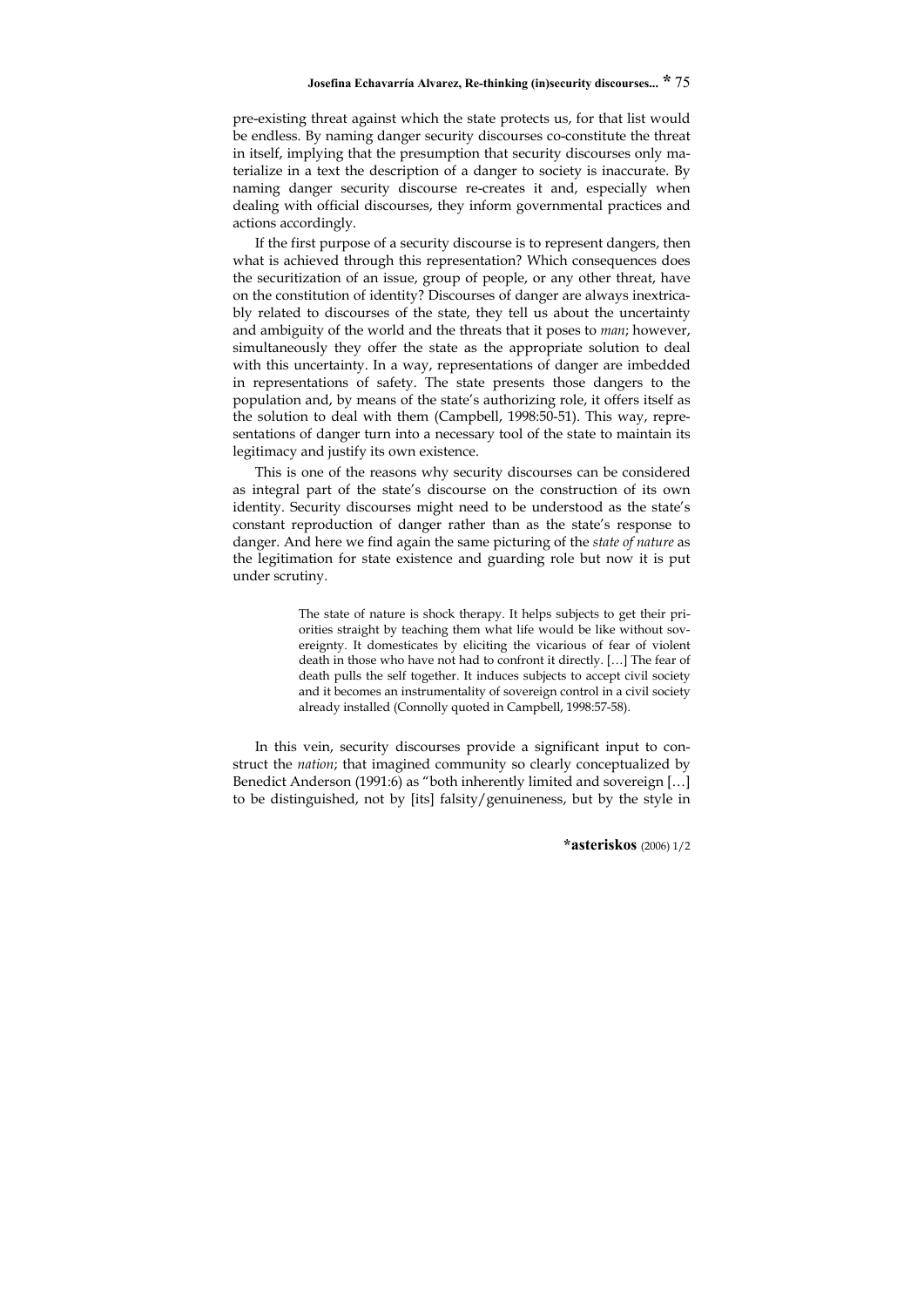pre-existing threat against which the state protects us, for that list would be endless. By naming danger security discourses co-constitute the threat in itself, implying that the presumption that security discourses only materialize in a text the description of a danger to society is inaccurate. By naming danger security discourse re-creates it and, especially when dealing with official discourses, they inform governmental practices and actions accordingly.

If the first purpose of a security discourse is to represent dangers, then what is achieved through this representation? Which consequences does the securitization of an issue, group of people, or any other threat, have on the constitution of identity? Discourses of danger are always inextricably related to discourses of the state, they tell us about the uncertainty and ambiguity of the world and the threats that it poses to *man*; however, simultaneously they offer the state as the appropriate solution to deal with this uncertainty. In a way, representations of danger are imbedded in representations of safety. The state presents those dangers to the population and, by means of the state's authorizing role, it offers itself as the solution to deal with them (Campbell, 1998:50-51). This way, representations of danger turn into a necessary tool of the state to maintain its legitimacy and justify its own existence.

This is one of the reasons why security discourses can be considered as integral part of the state's discourse on the construction of its own identity. Security discourses might need to be understood as the state's constant reproduction of danger rather than as the state's response to danger. And here we find again the same picturing of the *state of nature* as the legitimation for state existence and guarding role but now it is put under scrutiny.

> The state of nature is shock therapy. It helps subjects to get their priorities straight by teaching them what life would be like without sovereignty. It domesticates by eliciting the vicarious of fear of violent death in those who have not had to confront it directly. […] The fear of death pulls the self together. It induces subjects to accept civil society and it becomes an instrumentality of sovereign control in a civil society already installed (Connolly quoted in Campbell, 1998:57-58).

In this vein, security discourses provide a significant input to construct the *nation*; that imagined community so clearly conceptualized by Benedict Anderson (1991:6) as "both inherently limited and sovereign […] to be distinguished, not by [its] falsity/genuineness, but by the style in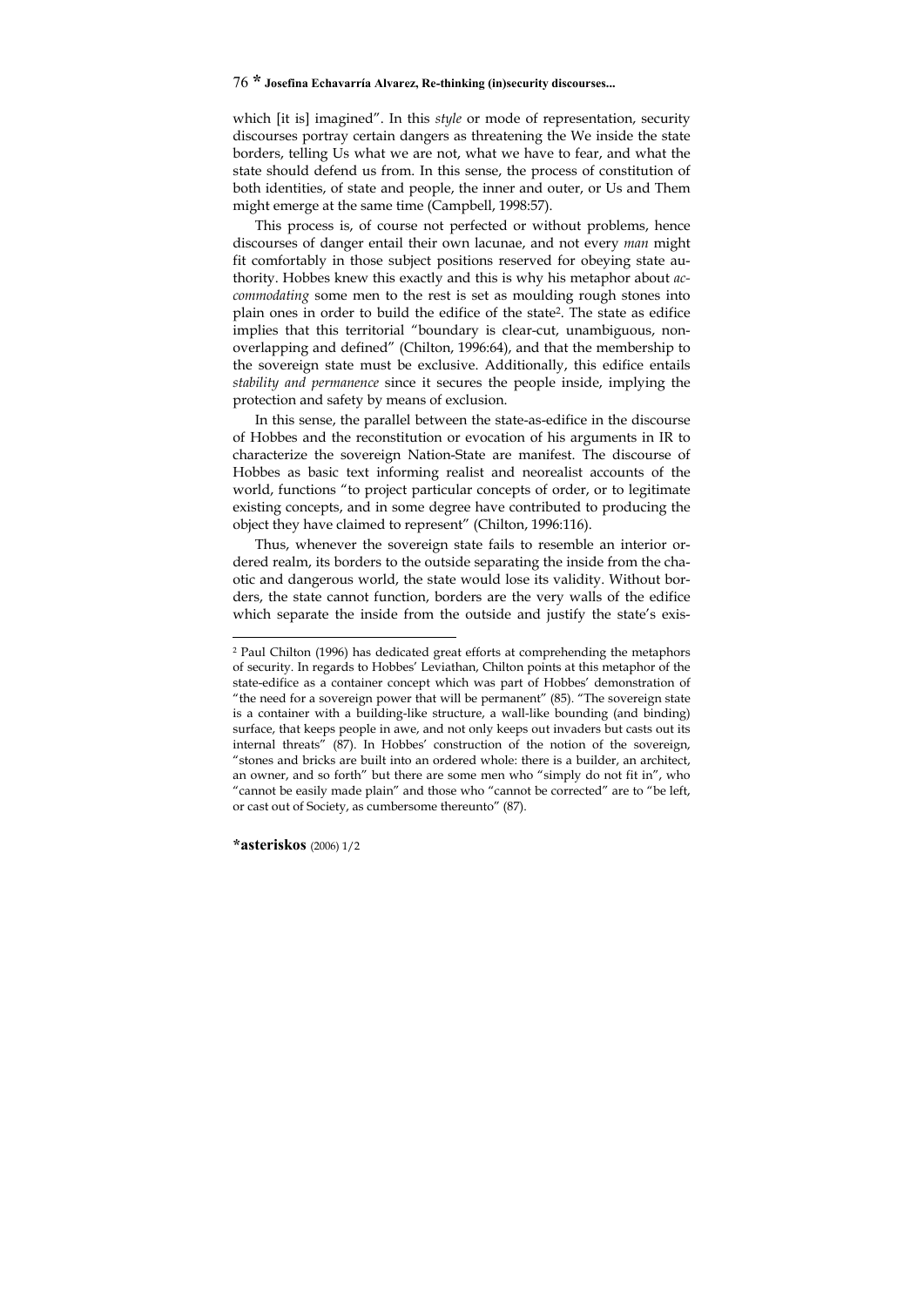which [it is] imagined". In this *style* or mode of representation, security discourses portray certain dangers as threatening the We inside the state borders, telling Us what we are not, what we have to fear, and what the state should defend us from. In this sense, the process of constitution of both identities, of state and people, the inner and outer, or Us and Them might emerge at the same time (Campbell, 1998:57).

This process is, of course not perfected or without problems, hence discourses of danger entail their own lacunae, and not every *man* might fit comfortably in those subject positions reserved for obeying state authority. Hobbes knew this exactly and this is why his metaphor about *accommodating* some men to the rest is set as moulding rough stones into plain ones in order to build the edifice of the state[2]. The state as edifice implies that this territorial "boundary is clear-cut, unambiguous, non-overlapping and defined" (Chilton, 1996:64), and that the membership to the sovereign state must be exclusive. Additionally, this edifice entails *stability and permanence* since it secures the people inside, implying the protection and safety by means of exclusion.

In this sense, the parallel between the state-as-edifice in the discourse of Hobbes and the reconstitution or evocation of his arguments in IR to characterize the sovereign Nation-State are manifest. The discourse of Hobbes as basic text informing realist and neorealist accounts of the world, functions "to project particular concepts of order, or to legitimate existing concepts, and in some degree have contributed to producing the object they have claimed to represent" (Chilton, 1996:116).

Thus, whenever the sovereign state fails to resemble an interior ordered realm, its borders to the outside separating the inside from the chaotic and dangerous world, the state would lose its validity. Without borders, the state cannot function, borders are the very walls of the edifice which separate the inside from the outside and justify the state's exis-

---

[2] Paul Chilton (1996) has dedicated great efforts at comprehending the metaphors of security. In regards to Hobbes' Leviathan, Chilton points at this metaphor of the state-edifice as a container concept which was part of Hobbes' demonstration of "the need for a sovereign power that will be permanent" (85). "The sovereign state is a container with a building-like structure, a wall-like bounding (and binding) surface, that keeps people in awe, and not only keeps out invaders but casts out its internal threats" (87). In Hobbes' construction of the notion of the sovereign, "stones and bricks are built into an ordered whole: there is a builder, an architect, an owner, and so forth" but there are some men who "simply do not fit in", who "cannot be easily made plain" and those who "cannot be corrected" are to "be left, or cast out of Society, as cumbersome thereunto" (87).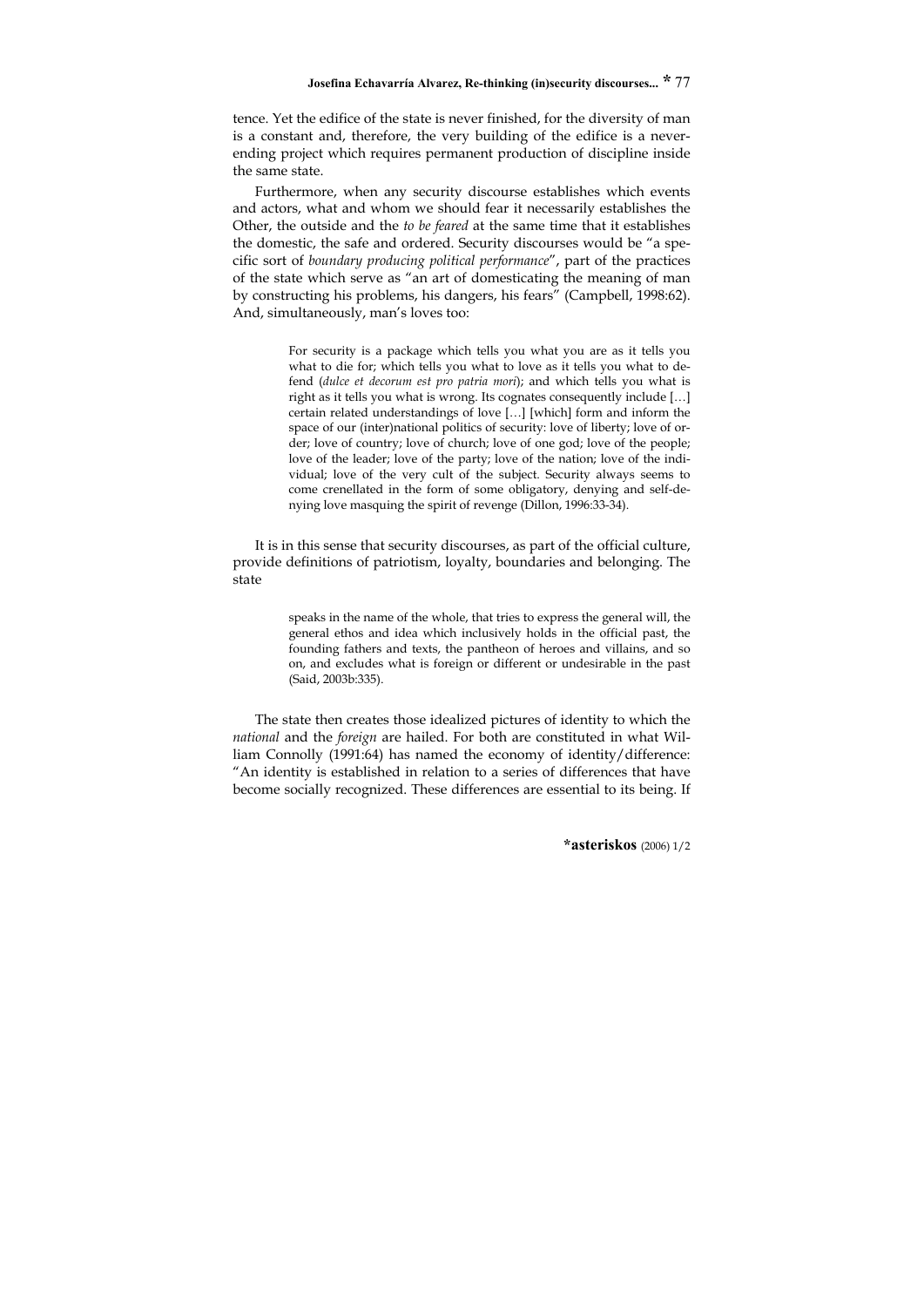tence. Yet the edifice of the state is never finished, for the diversity of man is a constant and, therefore, the very building of the edifice is a never-ending project which requires permanent production of discipline inside the same state.

Furthermore, when any security discourse establishes which events and actors, what and whom we should fear it necessarily establishes the Other, the outside and the *to be feared* at the same time that it establishes the domestic, the safe and ordered. Security discourses would be "a specific sort of *boundary producing political performance*", part of the practices of the state which serve as "an art of domesticating the meaning of man by constructing his problems, his dangers, his fears" (Campbell, 1998:62). And, simultaneously, man's loves too:

> For security is a package which tells you what you are as it tells you what to die for; which tells you what to love as it tells you what to defend (*dulce et decorum est pro patria mori*); and which tells you what is right as it tells you what is wrong. Its cognates consequently include […] certain related understandings of love […] [which] form and inform the space of our (inter)national politics of security: love of liberty; love of order; love of country; love of church; love of one god; love of the people; love of the leader; love of the party; love of the nation; love of the individual; love of the very cult of the subject. Security always seems to come crenellated in the form of some obligatory, denying and self-denying love masquing the spirit of revenge (Dillon, 1996:33-34).

It is in this sense that security discourses, as part of the official culture, provide definitions of patriotism, loyalty, boundaries and belonging. The state

> speaks in the name of the whole, that tries to express the general will, the general ethos and idea which inclusively holds in the official past, the founding fathers and texts, the pantheon of heroes and villains, and so on, and excludes what is foreign or different or undesirable in the past (Said, 2003b:335).

The state then creates those idealized pictures of identity to which the *national* and the *foreign* are hailed. For both are constituted in what William Connolly (1991:64) has named the economy of identity/difference: "An identity is established in relation to a series of differences that have become socially recognized. These differences are essential to its being. If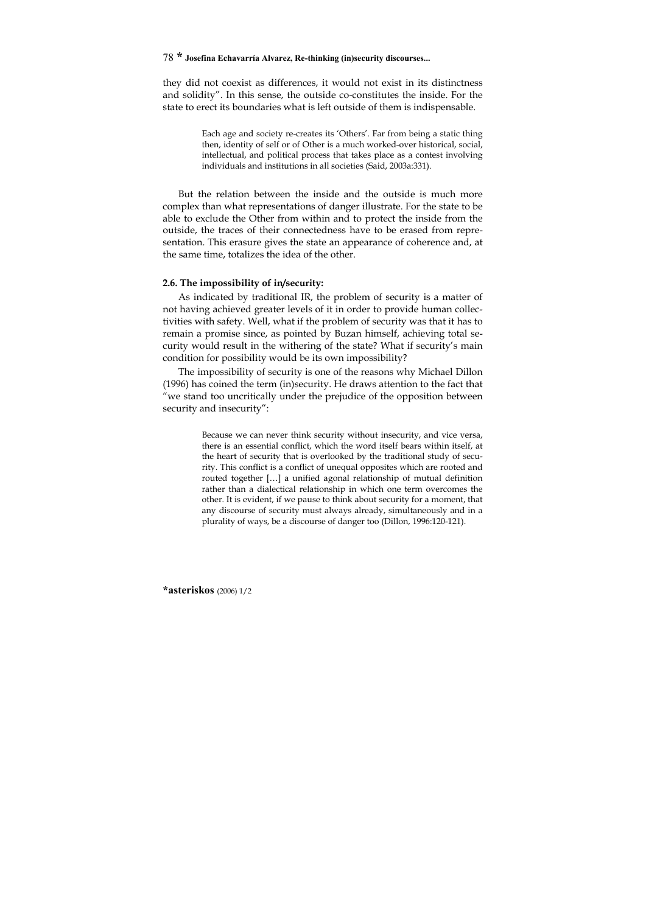they did not coexist as differences, it would not exist in its distinctness and solidity". In this sense, the outside co-constitutes the inside. For the state to erect its boundaries what is left outside of them is indispensable.

> Each age and society re-creates its 'Others'. Far from being a static thing then, identity of self or of Other is a much worked-over historical, social, intellectual, and political process that takes place as a contest involving individuals and institutions in all societies (Said, 2003a:331).

But the relation between the inside and the outside is much more complex than what representations of danger illustrate. For the state to be able to exclude the Other from within and to protect the inside from the outside, the traces of their connectedness have to be erased from representation. This erasure gives the state an appearance of coherence and, at the same time, totalizes the idea of the other.

### 2.6. The impossibility of in/security:

As indicated by traditional IR, the problem of security is a matter of not having achieved greater levels of it in order to provide human collectivities with safety. Well, what if the problem of security was that it has to remain a promise since, as pointed by Buzan himself, achieving total security would result in the withering of the state? What if security's main condition for possibility would be its own impossibility?

The impossibility of security is one of the reasons why Michael Dillon (1996) has coined the term (in)security. He draws attention to the fact that "we stand too uncritically under the prejudice of the opposition between security and insecurity":

> Because we can never think security without insecurity, and vice versa, there is an essential conflict, which the word itself bears within itself, at the heart of security that is overlooked by the traditional study of security. This conflict is a conflict of unequal opposites which are rooted and routed together […] a unified agonal relationship of mutual definition rather than a dialectical relationship in which one term overcomes the other. It is evident, if we pause to think about security for a moment, that any discourse of security must always already, simultaneously and in a plurality of ways, be a discourse of danger too (Dillon, 1996:120-121).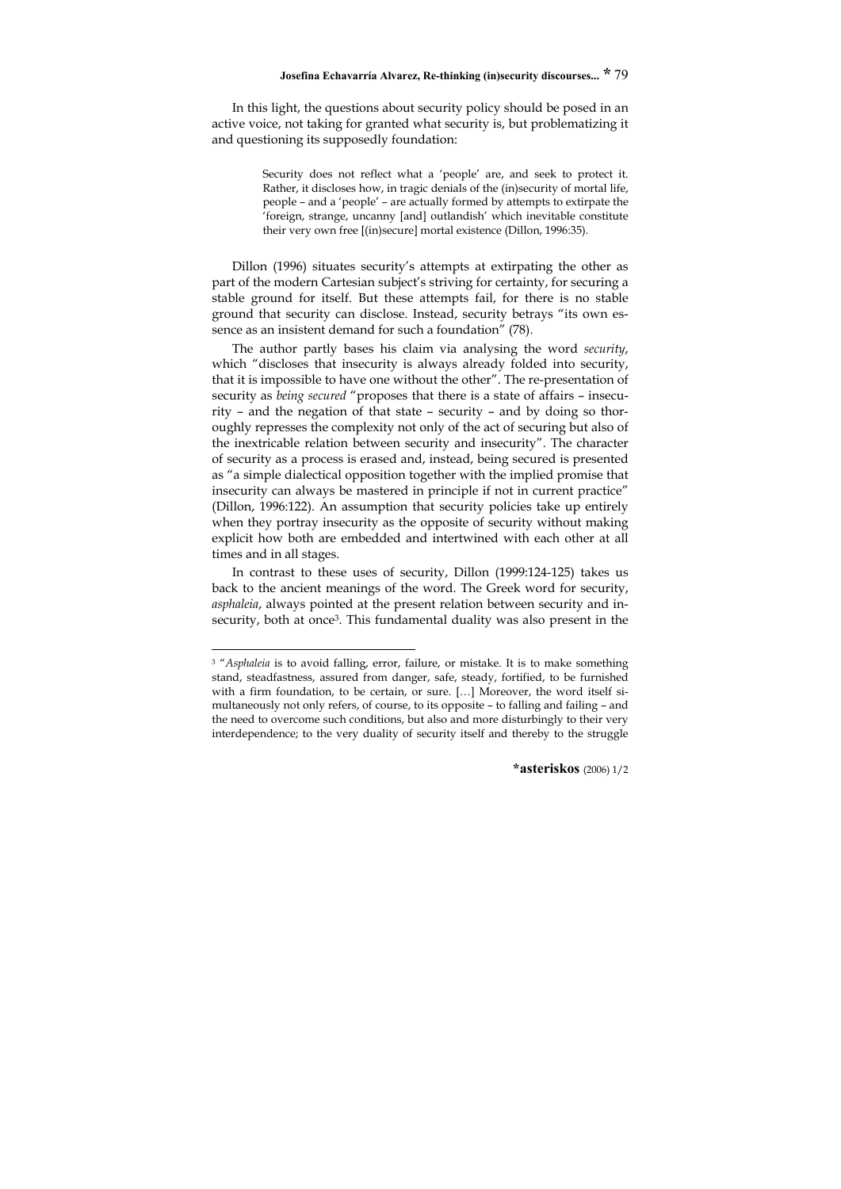In this light, the questions about security policy should be posed in an active voice, not taking for granted what security is, but problematizing it and questioning its supposedly foundation:

> Security does not reflect what a 'people' are, and seek to protect it. Rather, it discloses how, in tragic denials of the (in)security of mortal life, people – and a 'people' – are actually formed by attempts to extirpate the 'foreign, strange, uncanny [and] outlandish' which inevitable constitute their very own free [(in)secure] mortal existence (Dillon, 1996:35).

Dillon (1996) situates security's attempts at extirpating the other as part of the modern Cartesian subject's striving for certainty, for securing a stable ground for itself. But these attempts fail, for there is no stable ground that security can disclose. Instead, security betrays "its own essence as an insistent demand for such a foundation" (78).

The author partly bases his claim via analysing the word *security*, which "discloses that insecurity is always already folded into security, that it is impossible to have one without the other". The re-presentation of security as *being secured* "proposes that there is a state of affairs – insecurity – and the negation of that state – security – and by doing so thoroughly represses the complexity not only of the act of securing but also of the inextricable relation between security and insecurity". The character of security as a process is erased and, instead, being secured is presented as "a simple dialectical opposition together with the implied promise that insecurity can always be mastered in principle if not in current practice" (Dillon, 1996:122). An assumption that security policies take up entirely when they portray insecurity as the opposite of security without making explicit how both are embedded and intertwined with each other at all times and in all stages.

In contrast to these uses of security, Dillon (1999:124-125) takes us back to the ancient meanings of the word. The Greek word for security, *asphaleia*, always pointed at the present relation between security and insecurity, both at once[3]. This fundamental duality was also present in the

---

[3] "*Asphaleia* is to avoid falling, error, failure, or mistake. It is to make something stand, steadfastness, assured from danger, safe, steady, fortified, to be furnished with a firm foundation, to be certain, or sure. […] Moreover, the word itself simultaneously not only refers, of course, to its opposite – to falling and failing – and the need to overcome such conditions, but also and more disturbingly to their very interdependence; to the very duality of security itself and thereby to the struggle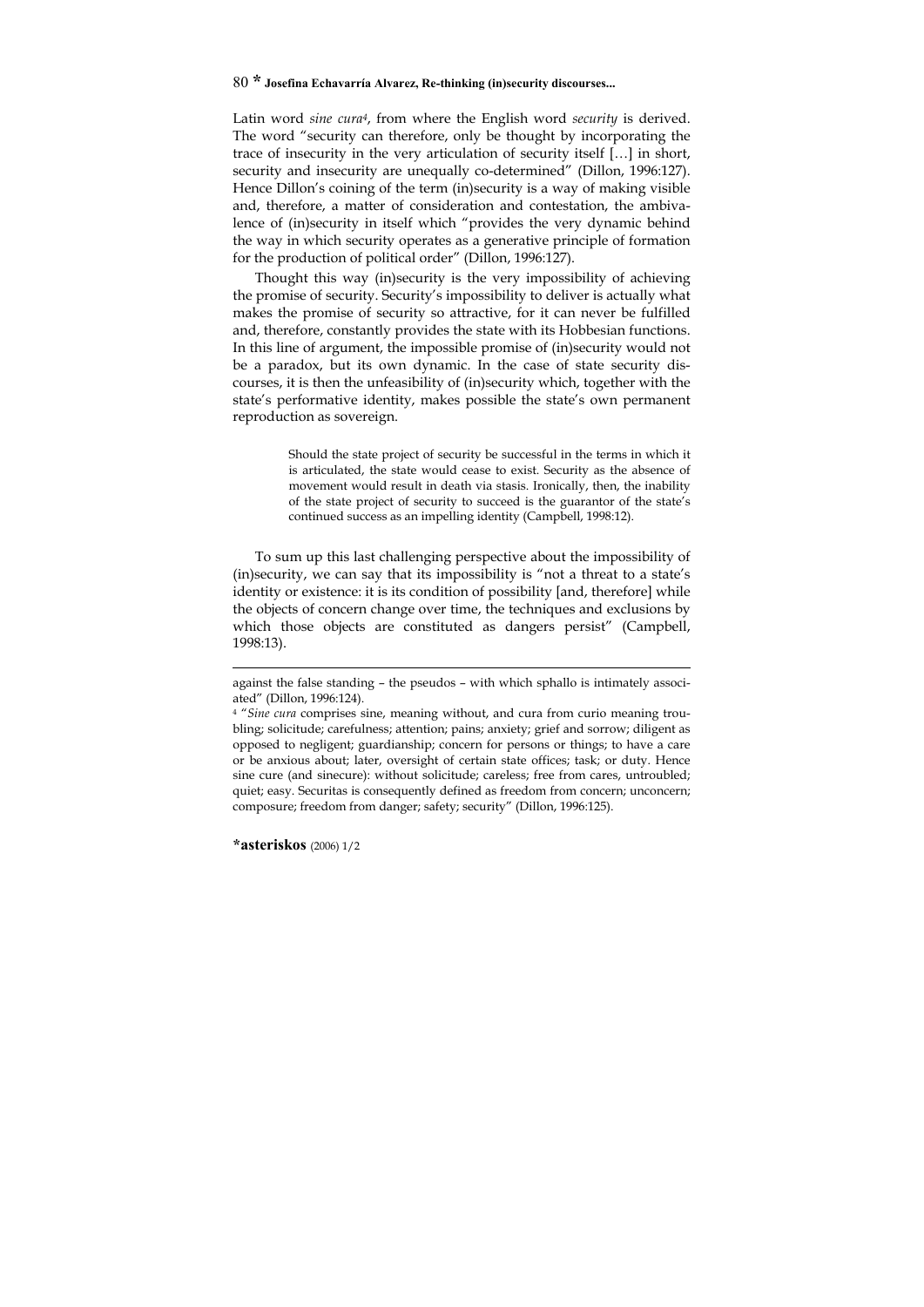Latin word *sine cura*[4], from where the English word *security* is derived. The word "security can therefore, only be thought by incorporating the trace of insecurity in the very articulation of security itself […] in short, security and insecurity are unequally co-determined" (Dillon, 1996:127). Hence Dillon's coining of the term (in)security is a way of making visible and, therefore, a matter of consideration and contestation, the ambivalence of (in)security in itself which "provides the very dynamic behind the way in which security operates as a generative principle of formation for the production of political order" (Dillon, 1996:127).

Thought this way (in)security is the very impossibility of achieving the promise of security. Security's impossibility to deliver is actually what makes the promise of security so attractive, for it can never be fulfilled and, therefore, constantly provides the state with its Hobbesian functions. In this line of argument, the impossible promise of (in)security would not be a paradox, but its own dynamic. In the case of state security discourses, it is then the unfeasibility of (in)security which, together with the state's performative identity, makes possible the state's own permanent reproduction as sovereign.

> Should the state project of security be successful in the terms in which it is articulated, the state would cease to exist. Security as the absence of movement would result in death via stasis. Ironically, then, the inability of the state project of security to succeed is the guarantor of the state's continued success as an impelling identity (Campbell, 1998:12).

To sum up this last challenging perspective about the impossibility of (in)security, we can say that its impossibility is "not a threat to a state's identity or existence: it is its condition of possibility [and, therefore] while the objects of concern change over time, the techniques and exclusions by which those objects are constituted as dangers persist" (Campbell, 1998:13).

---

against the false standing – the pseudos – with which sphallo is intimately associated" (Dillon, 1996:124).

[4] "*Sine cura* comprises sine, meaning without, and cura from curio meaning troubling; solicitude; carefulness; attention; pains; anxiety; grief and sorrow; diligent as opposed to negligent; guardianship; concern for persons or things; to have a care or be anxious about; later, oversight of certain state offices; task; or duty. Hence sine cure (and sinecure): without solicitude; careless; free from cares, untroubled; quiet; easy. Securitas is consequently defined as freedom from concern; unconcern; composure; freedom from danger; safety; security" (Dillon, 1996:125).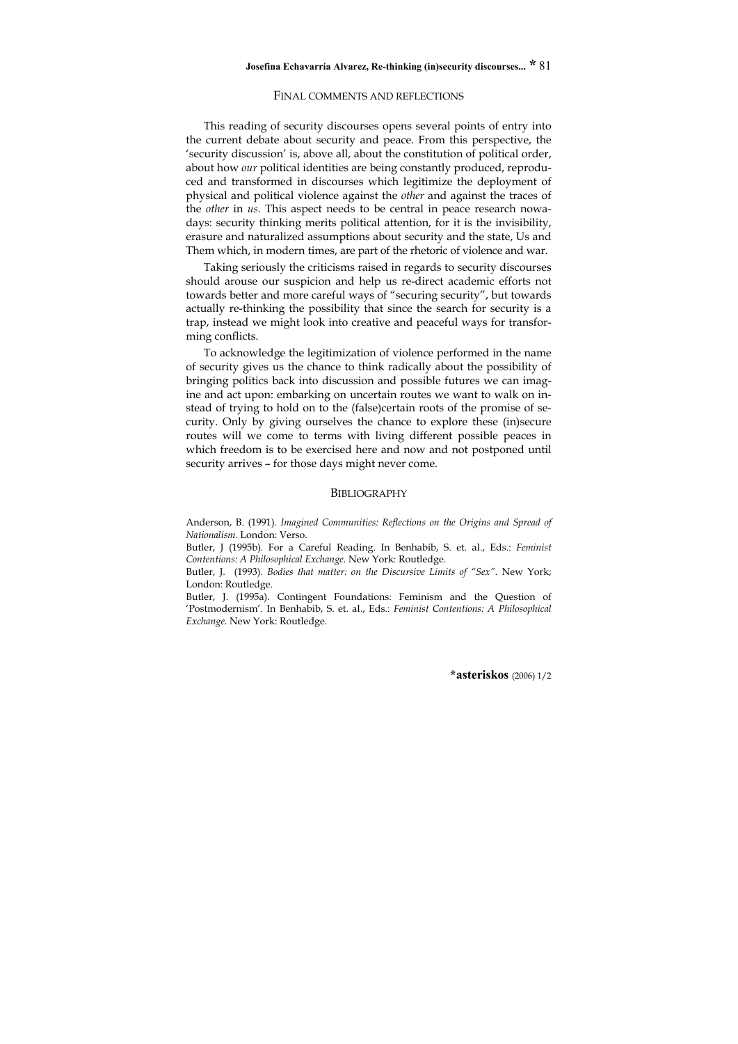## Final comments and reflections

This reading of security discourses opens several points of entry into the current debate about security and peace. From this perspective, the 'security discussion' is, above all, about the constitution of political order, about how *our* political identities are being constantly produced, reproduced and transformed in discourses which legitimize the deployment of physical and political violence against the *other* and against the traces of the *other* in *us*. This aspect needs to be central in peace research nowadays: security thinking merits political attention, for it is the invisibility, erasure and naturalized assumptions about security and the state, Us and Them which, in modern times, are part of the rhetoric of violence and war.

Taking seriously the criticisms raised in regards to security discourses should arouse our suspicion and help us re-direct academic efforts not towards better and more careful ways of "securing security", but towards actually re-thinking the possibility that since the search for security is a trap, instead we might look into creative and peaceful ways for transforming conflicts.

To acknowledge the legitimization of violence performed in the name of security gives us the chance to think radically about the possibility of bringing politics back into discussion and possible futures we can imagine and act upon: embarking on uncertain routes we want to walk on instead of trying to hold on to the (false)certain roots of the promise of security. Only by giving ourselves the chance to explore these (in)secure routes will we come to terms with living different possible peaces in which freedom is to be exercised here and now and not postponed until security arrives – for those days might never come.

## Bibliography

Anderson, B. (1991). *Imagined Communities: Reflections on the Origins and Spread of Nationalism*. London: Verso.

Butler, J (1995b). For a Careful Reading. In Benhabib, S. et. al., Eds.: *Feminist Contentions: A Philosophical Exchange*. New York: Routledge.

Butler, J. (1993). *Bodies that matter: on the Discursive Limits of "Sex"*. New York; London: Routledge.

Butler, J. (1995a). Contingent Foundations: Feminism and the Question of 'Postmodernism'. In Benhabib, S. et. al., Eds.: *Feminist Contentions: A Philosophical Exchange*. New York: Routledge.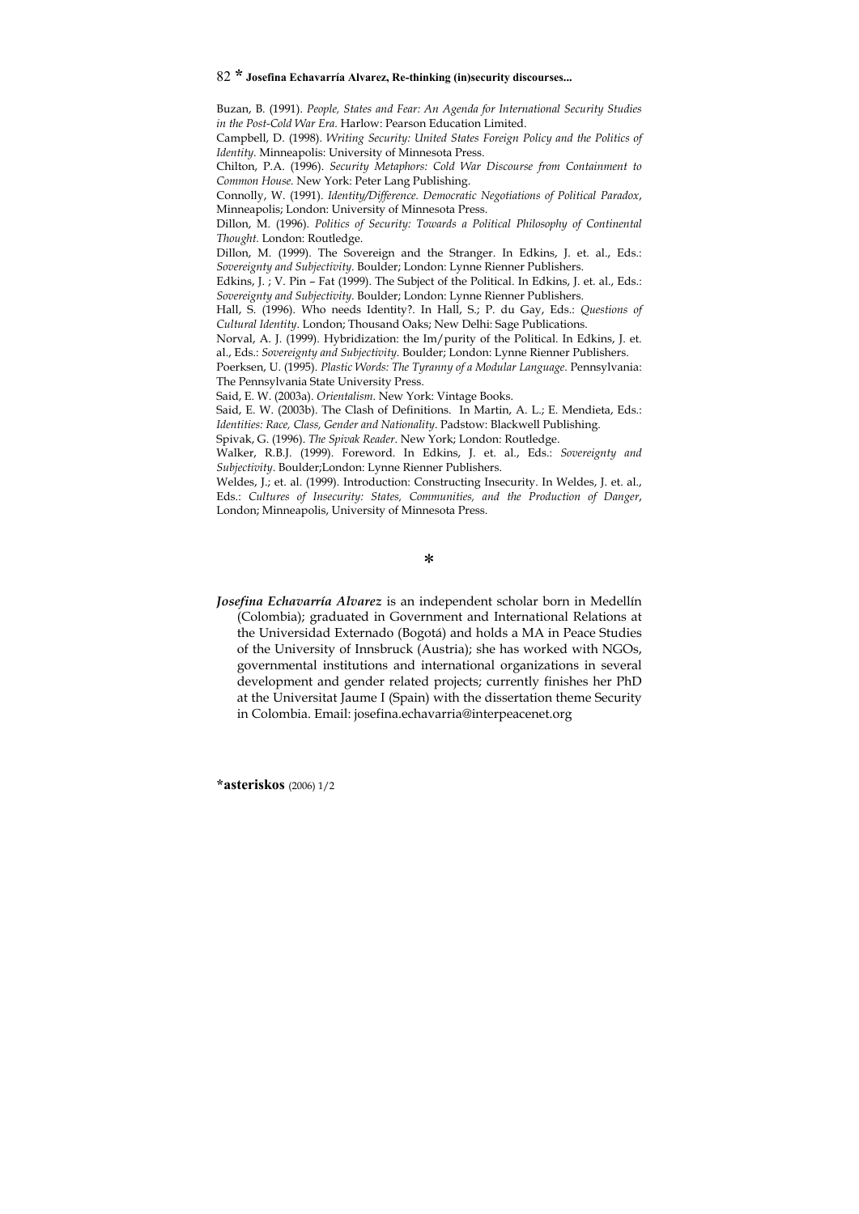Buzan, B. (1991). *People, States and Fear: An Agenda for International Security Studies in the Post-Cold War Era.* Harlow: Pearson Education Limited.

Campbell, D. (1998). *Writing Security: United States Foreign Policy and the Politics of Identity.* Minneapolis: University of Minnesota Press.

Chilton, P.A. (1996). *Security Metaphors: Cold War Discourse from Containment to Common House.* New York: Peter Lang Publishing.

Connolly, W. (1991). *Identity/Difference. Democratic Negotiations of Political Paradox*, Minneapolis; London: University of Minnesota Press.

Dillon, M. (1996). *Politics of Security: Towards a Political Philosophy of Continental Thought.* London: Routledge.

Dillon, M. (1999). The Sovereign and the Stranger. In Edkins, J. et. al., Eds.: *Sovereignty and Subjectivity.* Boulder; London: Lynne Rienner Publishers.

Edkins, J. ; V. Pin – Fat (1999). The Subject of the Political. In Edkins, J. et. al., Eds.: *Sovereignty and Subjectivity.* Boulder; London: Lynne Rienner Publishers.

Hall, S. (1996). Who needs Identity?. In Hall, S.; P. du Gay, Eds.: *Questions of Cultural Identity.* London; Thousand Oaks; New Delhi: Sage Publications.

Norval, A. J. (1999). Hybridization: the Im/purity of the Political. In Edkins, J. et. al., Eds.: *Sovereignty and Subjectivity.* Boulder; London: Lynne Rienner Publishers.

Poerksen, U. (1995). *Plastic Words: The Tyranny of a Modular Language.* Pennsylvania: The Pennsylvania State University Press.

Said, E. W. (2003a). *Orientalism.* New York: Vintage Books.

Said, E. W. (2003b). The Clash of Definitions. In Martin, A. L.; E. Mendieta, Eds.: *Identities: Race, Class, Gender and Nationality.* Padstow: Blackwell Publishing.

Spivak, G. (1996). *The Spivak Reader.* New York; London: Routledge.

Walker, R.B.J. (1999). Foreword. In Edkins, J. et. al., Eds.: *Sovereignty and Subjectivity.* Boulder;London: Lynne Rienner Publishers.

Weldes, J.; et. al. (1999). Introduction: Constructing Insecurity. In Weldes, J. et. al., Eds.: *Cultures of Insecurity: States, Communities, and the Production of Danger*, London; Minneapolis, University of Minnesota Press.

*

***Josefina Echavarría Alvarez*** is an independent scholar born in Medellín (Colombia); graduated in Government and International Relations at the Universidad Externado (Bogotá) and holds a MA in Peace Studies of the University of Innsbruck (Austria); she has worked with NGOs, governmental institutions and international organizations in several development and gender related projects; currently finishes her PhD at the Universitat Jaume I (Spain) with the dissertation theme Security in Colombia. Email: josefina.echavarria@interpeacenet.org